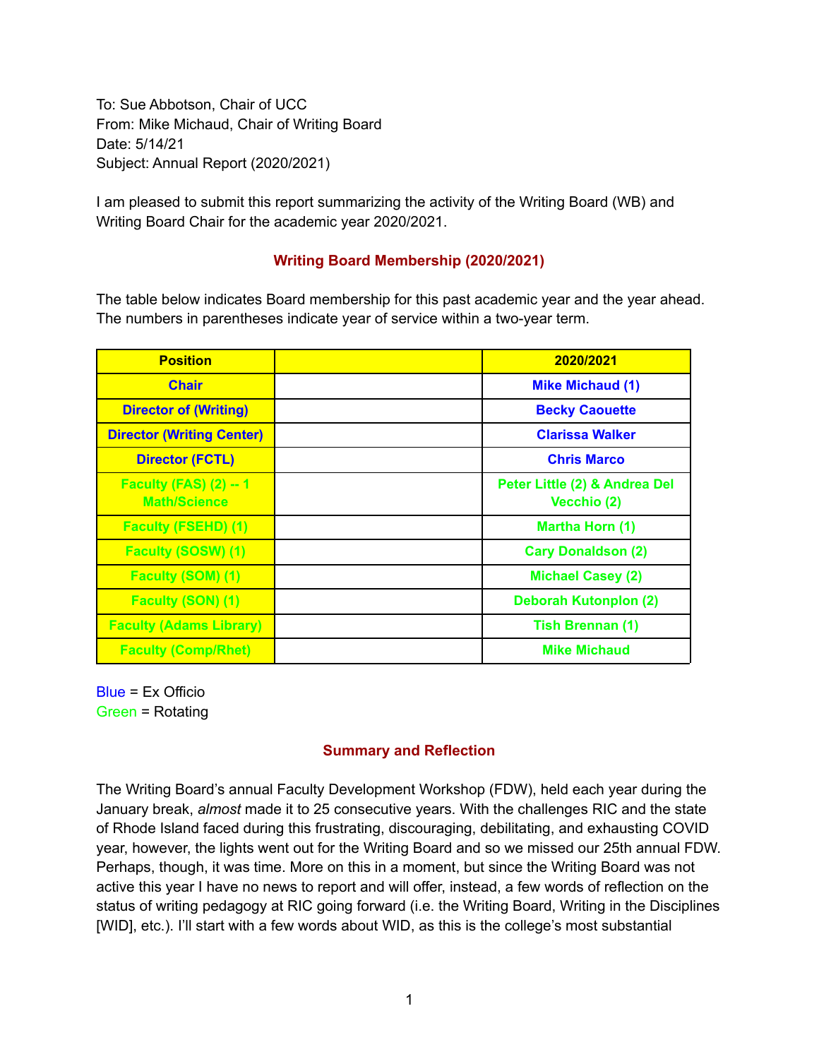To: Sue Abbotson, Chair of UCC
From: Mike Michaud, Chair of Writing Board
Date: 5/14/21
Subject: Annual Report (2020/2021)

I am pleased to submit this report summarizing the activity of the Writing Board (WB) and Writing Board Chair for the academic year 2020/2021.

## Writing Board Membership (2020/2021)

The table below indicates Board membership for this past academic year and the year ahead. The numbers in parentheses indicate year of service within a two-year term.

| Position | | 2020/2021 |
|---|---|---|
| Chair | | Mike Michaud (1) |
| Director of (Writing) | | Becky Caouette |
| Director (Writing Center) | | Clarissa Walker |
| Director (FCTL) | | Chris Marco |
| Faculty (FAS) (2) -- 1 Math/Science | | Peter Little (2) & Andrea Del Vecchio (2) |
| Faculty (FSEHD) (1) | | Martha Horn (1) |
| Faculty (SOSW) (1) | | Cary Donaldson (2) |
| Faculty (SOM) (1) | | Michael Casey (2) |
| Faculty (SON) (1) | | Deborah Kutonplon (2) |
| Faculty (Adams Library) | | Tish Brennan (1) |
| Faculty (Comp/Rhet) | | Mike Michaud |

Blue = Ex Officio
Green = Rotating

## Summary and Reflection

The Writing Board's annual Faculty Development Workshop (FDW), held each year during the January break, *almost* made it to 25 consecutive years. With the challenges RIC and the state of Rhode Island faced during this frustrating, discouraging, debilitating, and exhausting COVID year, however, the lights went out for the Writing Board and so we missed our 25th annual FDW. Perhaps, though, it was time. More on this in a moment, but since the Writing Board was not active this year I have no news to report and will offer, instead, a few words of reflection on the status of writing pedagogy at RIC going forward (i.e. the Writing Board, Writing in the Disciplines [WID], etc.). I'll start with a few words about WID, as this is the college's most substantial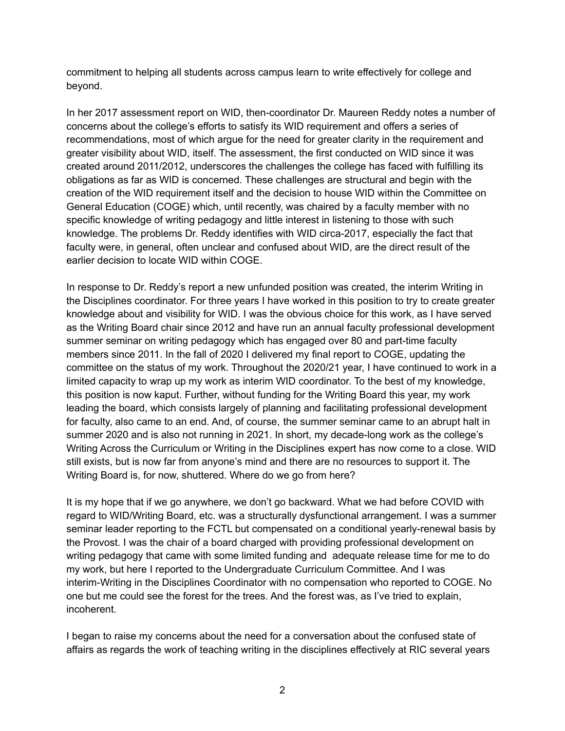commitment to helping all students across campus learn to write effectively for college and beyond.

In her 2017 assessment report on WID, then-coordinator Dr. Maureen Reddy notes a number of concerns about the college's efforts to satisfy its WID requirement and offers a series of recommendations, most of which argue for the need for greater clarity in the requirement and greater visibility about WID, itself. The assessment, the first conducted on WID since it was created around 2011/2012, underscores the challenges the college has faced with fulfilling its obligations as far as WID is concerned. These challenges are structural and begin with the creation of the WID requirement itself and the decision to house WID within the Committee on General Education (COGE) which, until recently, was chaired by a faculty member with no specific knowledge of writing pedagogy and little interest in listening to those with such knowledge. The problems Dr. Reddy identifies with WID circa-2017, especially the fact that faculty were, in general, often unclear and confused about WID, are the direct result of the earlier decision to locate WID within COGE.

In response to Dr. Reddy's report a new unfunded position was created, the interim Writing in the Disciplines coordinator. For three years I have worked in this position to try to create greater knowledge about and visibility for WID. I was the obvious choice for this work, as I have served as the Writing Board chair since 2012 and have run an annual faculty professional development summer seminar on writing pedagogy which has engaged over 80 and part-time faculty members since 2011. In the fall of 2020 I delivered my final report to COGE, updating the committee on the status of my work. Throughout the 2020/21 year, I have continued to work in a limited capacity to wrap up my work as interim WID coordinator. To the best of my knowledge, this position is now kaput. Further, without funding for the Writing Board this year, my work leading the board, which consists largely of planning and facilitating professional development for faculty, also came to an end. And, of course, the summer seminar came to an abrupt halt in summer 2020 and is also not running in 2021. In short, my decade-long work as the college's Writing Across the Curriculum or Writing in the Disciplines expert has now come to a close. WID still exists, but is now far from anyone's mind and there are no resources to support it. The Writing Board is, for now, shuttered. Where do we go from here?

It is my hope that if we go anywhere, we don't go backward. What we had before COVID with regard to WID/Writing Board, etc. was a structurally dysfunctional arrangement. I was a summer seminar leader reporting to the FCTL but compensated on a conditional yearly-renewal basis by the Provost. I was the chair of a board charged with providing professional development on writing pedagogy that came with some limited funding and adequate release time for me to do my work, but here I reported to the Undergraduate Curriculum Committee. And I was interim-Writing in the Disciplines Coordinator with no compensation who reported to COGE. No one but me could see the forest for the trees. And the forest was, as I've tried to explain, incoherent.

I began to raise my concerns about the need for a conversation about the confused state of affairs as regards the work of teaching writing in the disciplines effectively at RIC several years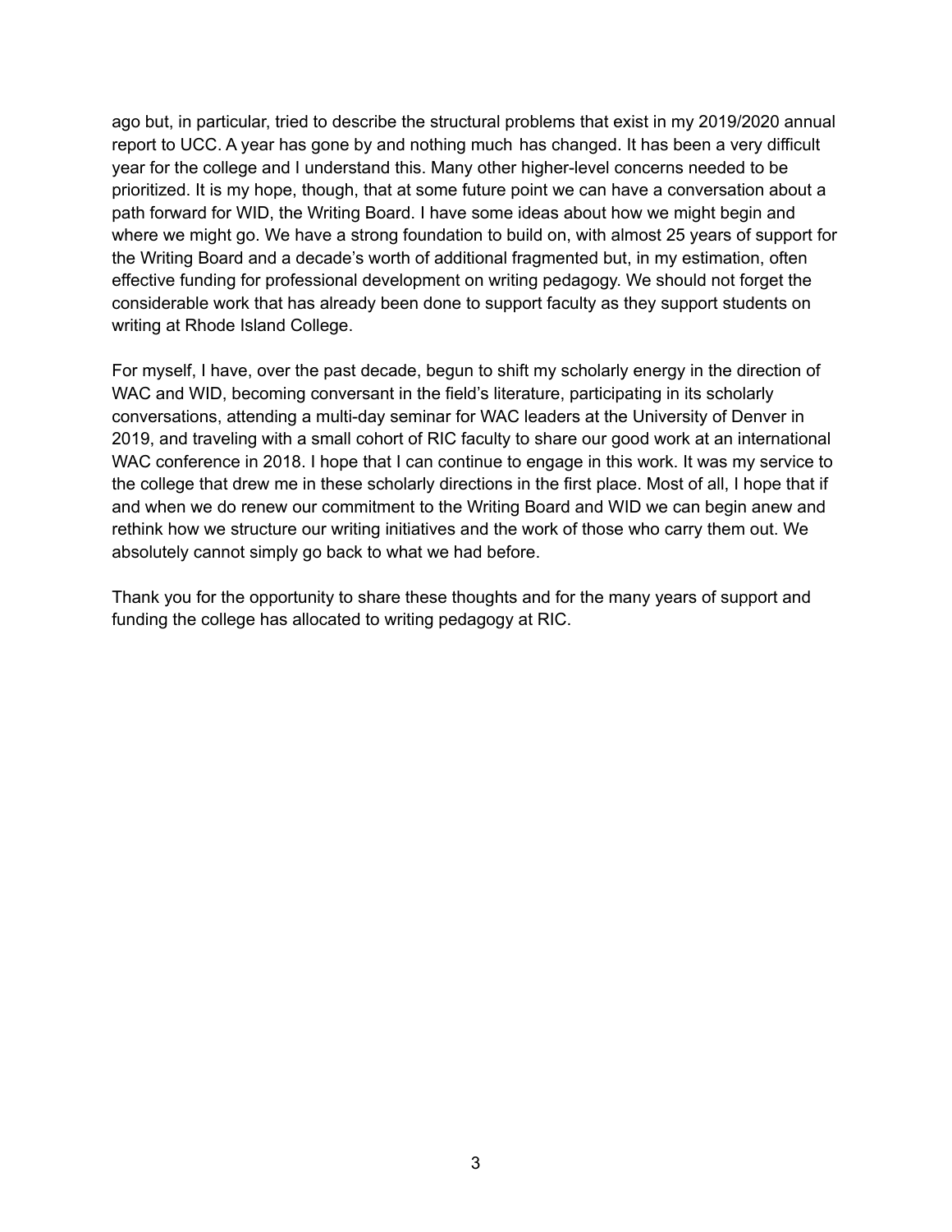ago but, in particular, tried to describe the structural problems that exist in my 2019/2020 annual report to UCC. A year has gone by and nothing much has changed. It has been a very difficult year for the college and I understand this. Many other higher-level concerns needed to be prioritized. It is my hope, though, that at some future point we can have a conversation about a path forward for WID, the Writing Board. I have some ideas about how we might begin and where we might go. We have a strong foundation to build on, with almost 25 years of support for the Writing Board and a decade's worth of additional fragmented but, in my estimation, often effective funding for professional development on writing pedagogy. We should not forget the considerable work that has already been done to support faculty as they support students on writing at Rhode Island College.

For myself, I have, over the past decade, begun to shift my scholarly energy in the direction of WAC and WID, becoming conversant in the field's literature, participating in its scholarly conversations, attending a multi-day seminar for WAC leaders at the University of Denver in 2019, and traveling with a small cohort of RIC faculty to share our good work at an international WAC conference in 2018. I hope that I can continue to engage in this work. It was my service to the college that drew me in these scholarly directions in the first place. Most of all, I hope that if and when we do renew our commitment to the Writing Board and WID we can begin anew and rethink how we structure our writing initiatives and the work of those who carry them out. We absolutely cannot simply go back to what we had before.

Thank you for the opportunity to share these thoughts and for the many years of support and funding the college has allocated to writing pedagogy at RIC.